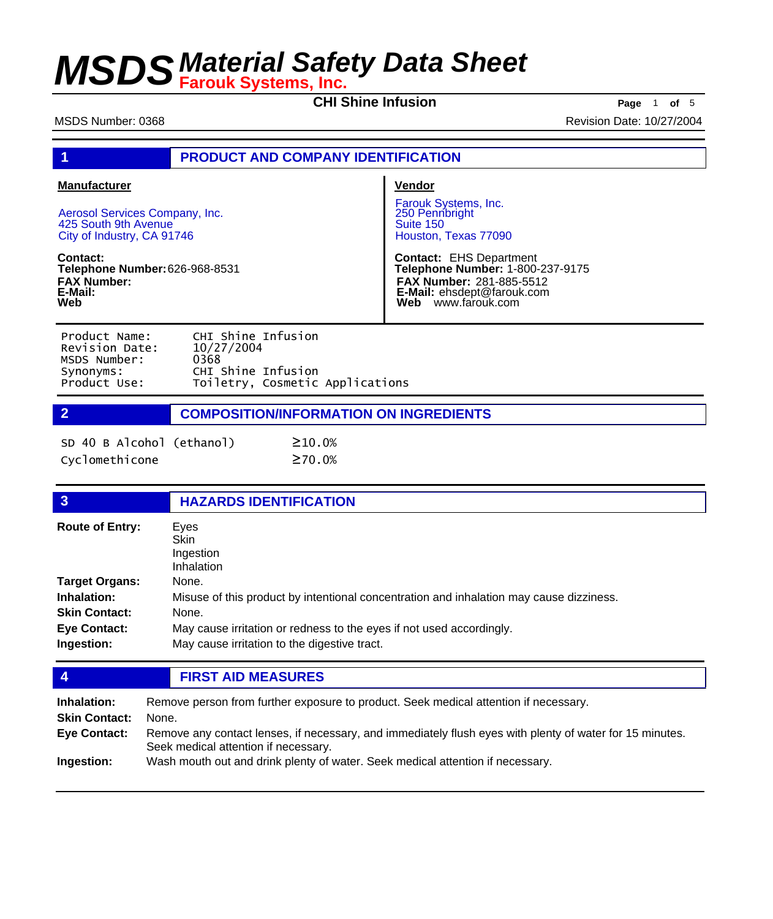# MSDS Material Safety Data Sheet

**Farouk Systems, Inc.**

**CHI Shine Infusion**

MSDS Number: 0368

Revision Date: 10/27/2004

## 1 PRODUCT AND COMPANY IDENTIFICATION

**Manufacturer**

Aerosol Services Company, Inc.
425 South 9th Avenue
City of Industry, CA 91746

**Contact:**
**Telephone Number:** 626-968-8531
**FAX Number:**
**E-Mail:**
**Web**

**Vendor**

Farouk Systems, Inc.
250 Pennbright
Suite 150
Houston, Texas 77090

**Contact:** EHS Department
**Telephone Number:** 1-800-237-9175
**FAX Number:** 281-885-5512
**E-Mail:** ehsdept@farouk.com
**Web** www.farouk.com

| | |
|---|---|
| Product Name: | CHI Shine Infusion |
| Revision Date: | 10/27/2004 |
| MSDS Number: | 0368 |
| Synonyms: | CHI Shine Infusion |
| Product Use: | Toiletry, Cosmetic Applications |

## 2 COMPOSITION/INFORMATION ON INGREDIENTS

| | |
|---|---|
| SD 40 B Alcohol (ethanol) | ≥10.0% |
| Cyclomethicone | ≥70.0% |

## 3 HAZARDS IDENTIFICATION

**Route of Entry:** Eyes
Skin
Ingestion
Inhalation

**Target Organs:** None.

**Inhalation:** Misuse of this product by intentional concentration and inhalation may cause dizziness.

**Skin Contact:** None.

**Eye Contact:** May cause irritation or redness to the eyes if not used accordingly.

**Ingestion:** May cause irritation to the digestive tract.

## 4 FIRST AID MEASURES

**Inhalation:** Remove person from further exposure to product. Seek medical attention if necessary.

**Skin Contact:** None.

**Eye Contact:** Remove any contact lenses, if necessary, and immediately flush eyes with plenty of water for 15 minutes. Seek medical attention if necessary.

**Ingestion:** Wash mouth out and drink plenty of water. Seek medical attention if necessary.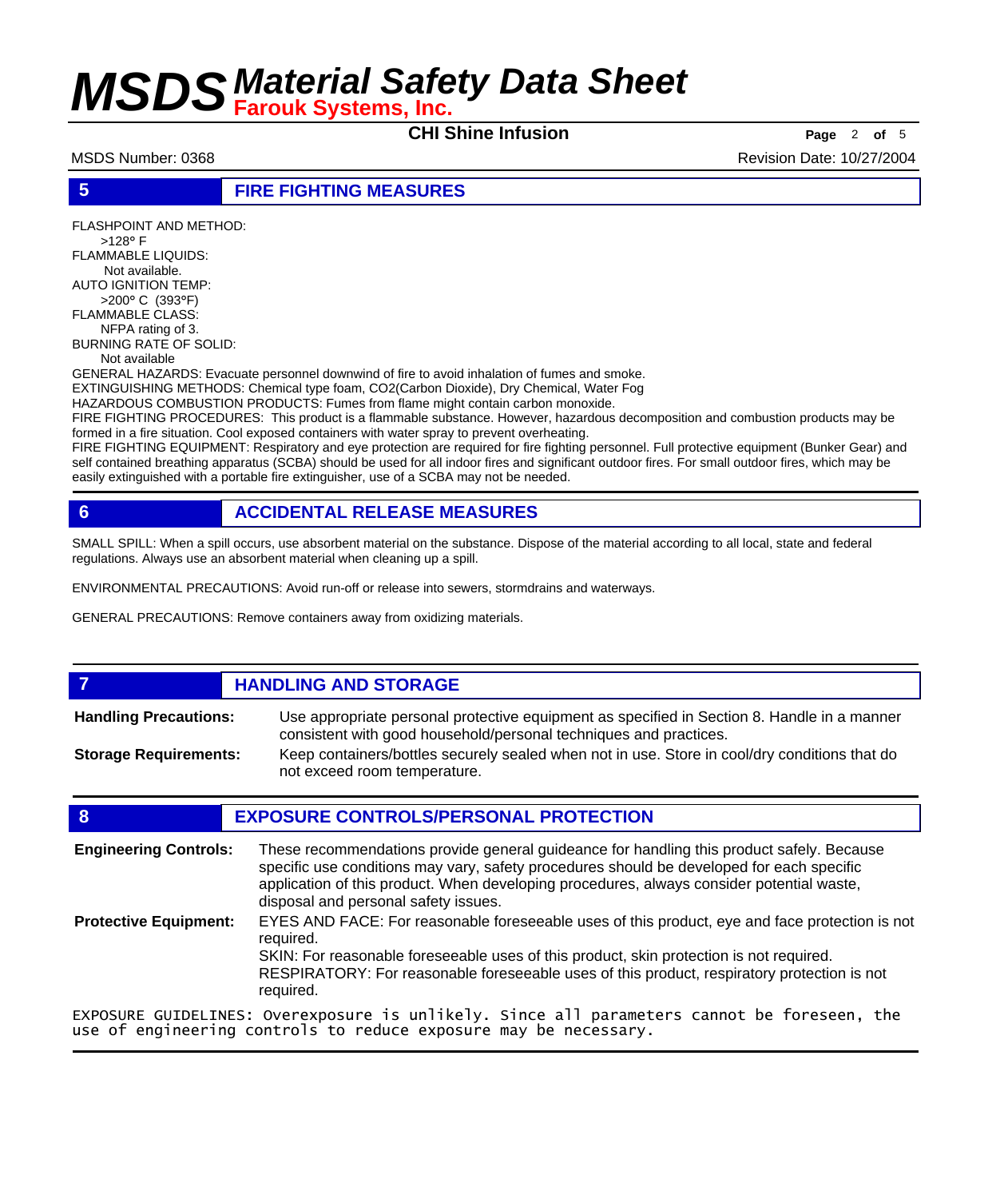## 5 FIRE FIGHTING MEASURES

FLASHPOINT AND METHOD:
>128° F

FLAMMABLE LIQUIDS:
Not available.

AUTO IGNITION TEMP:
>200° C (393°F)

FLAMMABLE CLASS:
NFPA rating of 3.

BURNING RATE OF SOLID:
Not available

GENERAL HAZARDS: Evacuate personnel downwind of fire to avoid inhalation of fumes and smoke.

EXTINGUISHING METHODS: Chemical type foam, CO2(Carbon Dioxide), Dry Chemical, Water Fog

HAZARDOUS COMBUSTION PRODUCTS: Fumes from flame might contain carbon monoxide.

FIRE FIGHTING PROCEDURES: This product is a flammable substance. However, hazardous decomposition and combustion products may be formed in a fire situation. Cool exposed containers with water spray to prevent overheating.

FIRE FIGHTING EQUIPMENT: Respiratory and eye protection are required for fire fighting personnel. Full protective equipment (Bunker Gear) and self contained breathing apparatus (SCBA) should be used for all indoor fires and significant outdoor fires. For small outdoor fires, which may be easily extinguished with a portable fire extinguisher, use of a SCBA may not be needed.

## 6 ACCIDENTAL RELEASE MEASURES

SMALL SPILL: When a spill occurs, use absorbent material on the substance. Dispose of the material according to all local, state and federal regulations. Always use an absorbent material when cleaning up a spill.

ENVIRONMENTAL PRECAUTIONS: Avoid run-off or release into sewers, stormdrains and waterways.

GENERAL PRECAUTIONS: Remove containers away from oxidizing materials.

## 7 HANDLING AND STORAGE

**Handling Precautions:** Use appropriate personal protective equipment as specified in Section 8. Handle in a manner consistent with good household/personal techniques and practices.

**Storage Requirements:** Keep containers/bottles securely sealed when not in use. Store in cool/dry conditions that do not exceed room temperature.

## 8 EXPOSURE CONTROLS/PERSONAL PROTECTION

**Engineering Controls:** These recommendations provide general guideance for handling this product safely. Because specific use conditions may vary, safety procedures should be developed for each specific application of this product. When developing procedures, always consider potential waste, disposal and personal safety issues.

**Protective Equipment:** EYES AND FACE: For reasonable foreseeable uses of this product, eye and face protection is not required.
SKIN: For reasonable foreseeable uses of this product, skin protection is not required.
RESPIRATORY: For reasonable foreseeable uses of this product, respiratory protection is not required.

EXPOSURE GUIDELINES: Overexposure is unlikely. Since all parameters cannot be foreseen, the use of engineering controls to reduce exposure may be necessary.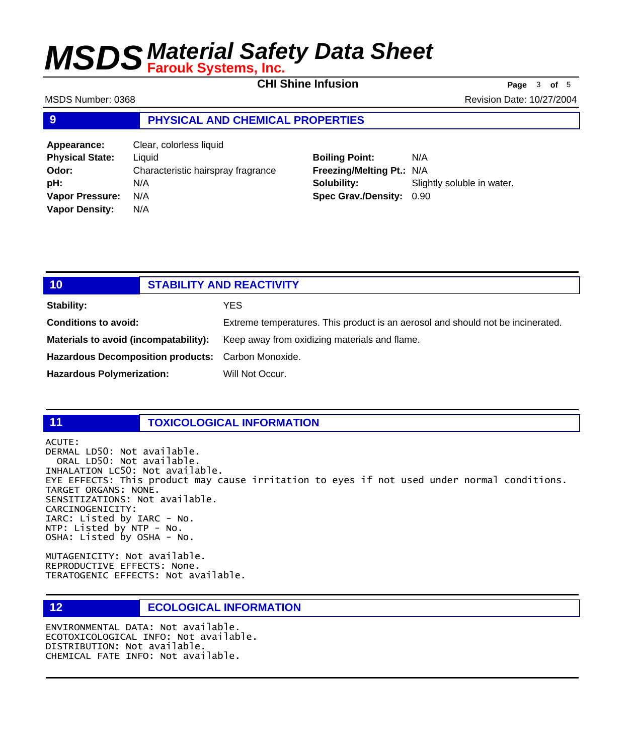## 9 PHYSICAL AND CHEMICAL PROPERTIES

| | | | |
|---|---|---|---|
| **Appearance:** | Clear, colorless liquid | | |
| **Physical State:** | Liquid | **Boiling Point:** | N/A |
| **Odor:** | Characteristic hairspray fragrance | **Freezing/Melting Pt.:** | N/A |
| **pH:** | N/A | **Solubility:** | Slightly soluble in water. |
| **Vapor Pressure:** | N/A | **Spec Grav./Density:** | 0.90 |
| **Vapor Density:** | N/A | | |

## 10 STABILITY AND REACTIVITY

**Stability:** YES

**Conditions to avoid:** Extreme temperatures. This product is an aerosol and should not be incinerated.

**Materials to avoid (incompatability):** Keep away from oxidizing materials and flame.

**Hazardous Decomposition products:** Carbon Monoxide.

**Hazardous Polymerization:** Will Not Occur.

## 11 TOXICOLOGICAL INFORMATION

```
ACUTE:
DERMAL LD50: Not available.
  ORAL LD50: Not available.
INHALATION LC50: Not available.
EYE EFFECTS: This product may cause irritation to eyes if not used under normal conditions.
TARGET ORGANS: NONE.
SENSITIZATIONS: Not available.
CARCINOGENICITY:
IARC: Listed by IARC - No.
NTP: Listed by NTP - No.
OSHA: Listed by OSHA - No.

MUTAGENICITY: Not available.
REPRODUCTIVE EFFECTS: None.
TERATOGENIC EFFECTS: Not available.
```

## 12 ECOLOGICAL INFORMATION

```
ENVIRONMENTAL DATA: Not available.
ECOTOXICOLOGICAL INFO: Not available.
DISTRIBUTION: Not available.
CHEMICAL FATE INFO: Not available.
```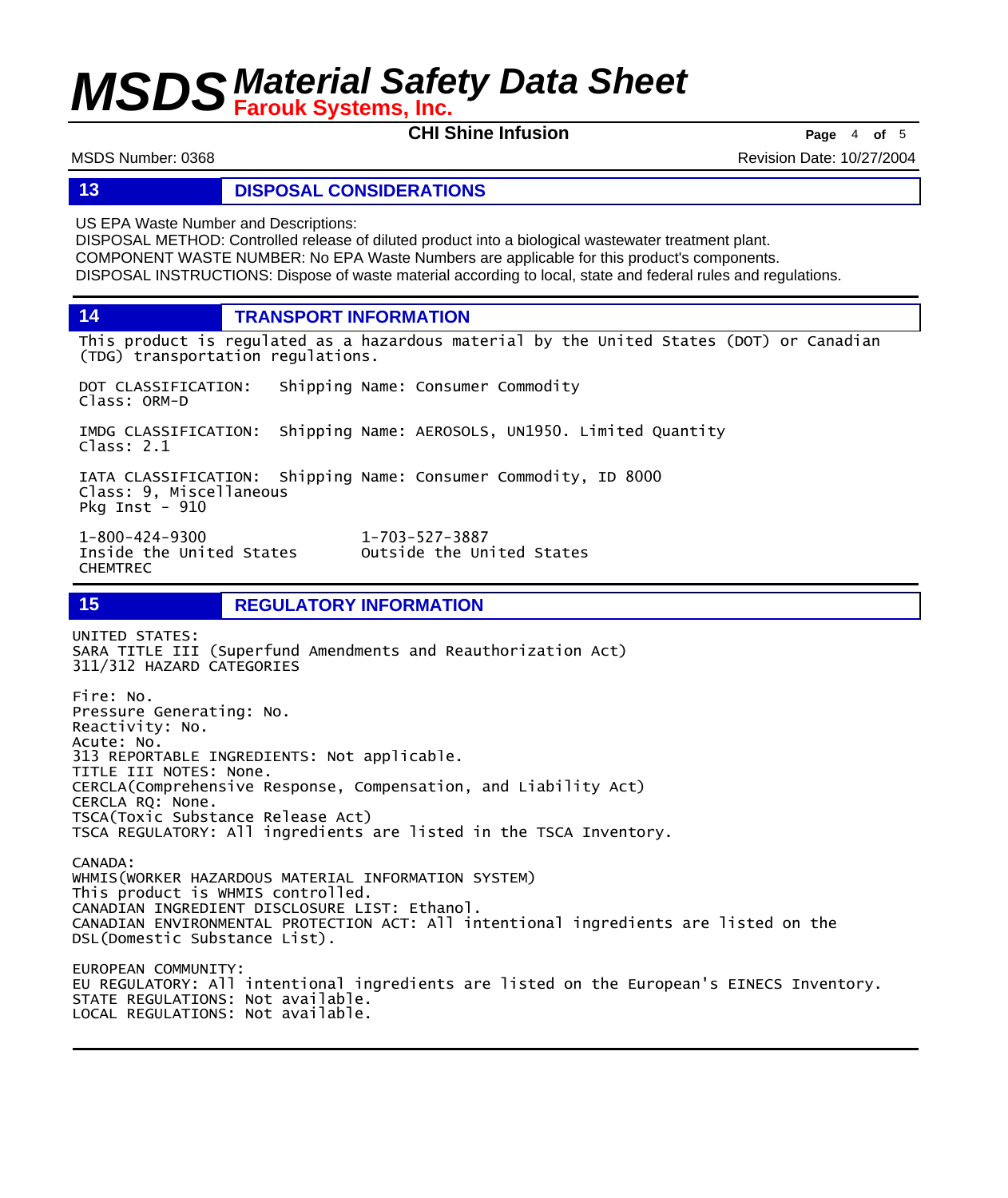## 13 DISPOSAL CONSIDERATIONS

US EPA Waste Number and Descriptions:
DISPOSAL METHOD: Controlled release of diluted product into a biological wastewater treatment plant.
COMPONENT WASTE NUMBER: No EPA Waste Numbers are applicable for this product's components.
DISPOSAL INSTRUCTIONS: Dispose of waste material according to local, state and federal rules and regulations.

## 14 TRANSPORT INFORMATION

This product is regulated as a hazardous material by the United States (DOT) or Canadian (TDG) transportation regulations.

DOT CLASSIFICATION: Shipping Name: Consumer Commodity
Class: ORM-D

IMDG CLASSIFICATION: Shipping Name: AEROSOLS, UN1950. Limited Quantity
Class: 2.1

IATA CLASSIFICATION: Shipping Name: Consumer Commodity, ID 8000
Class: 9, Miscellaneous
Pkg Inst - 910

| 1-800-424-9300 | 1-703-527-3887 |
| --- | --- |
| Inside the United States | Outside the United States |
| CHEMTREC | |

## 15 REGULATORY INFORMATION

UNITED STATES:
SARA TITLE III (Superfund Amendments and Reauthorization Act)
311/312 HAZARD CATEGORIES

Fire: No.
Pressure Generating: No.
Reactivity: No.
Acute: No.
313 REPORTABLE INGREDIENTS: Not applicable.
TITLE III NOTES: None.
CERCLA(Comprehensive Response, Compensation, and Liability Act)
CERCLA RQ: None.
TSCA(Toxic Substance Release Act)
TSCA REGULATORY: All ingredients are listed in the TSCA Inventory.

CANADA:
WHMIS(WORKER HAZARDOUS MATERIAL INFORMATION SYSTEM)
This product is WHMIS controlled.
CANADIAN INGREDIENT DISCLOSURE LIST: Ethanol.
CANADIAN ENVIRONMENTAL PROTECTION ACT: All intentional ingredients are listed on the DSL(Domestic Substance List).

EUROPEAN COMMUNITY:
EU REGULATORY: All intentional ingredients are listed on the European's EINECS Inventory.
STATE REGULATIONS: Not available.
LOCAL REGULATIONS: Not available.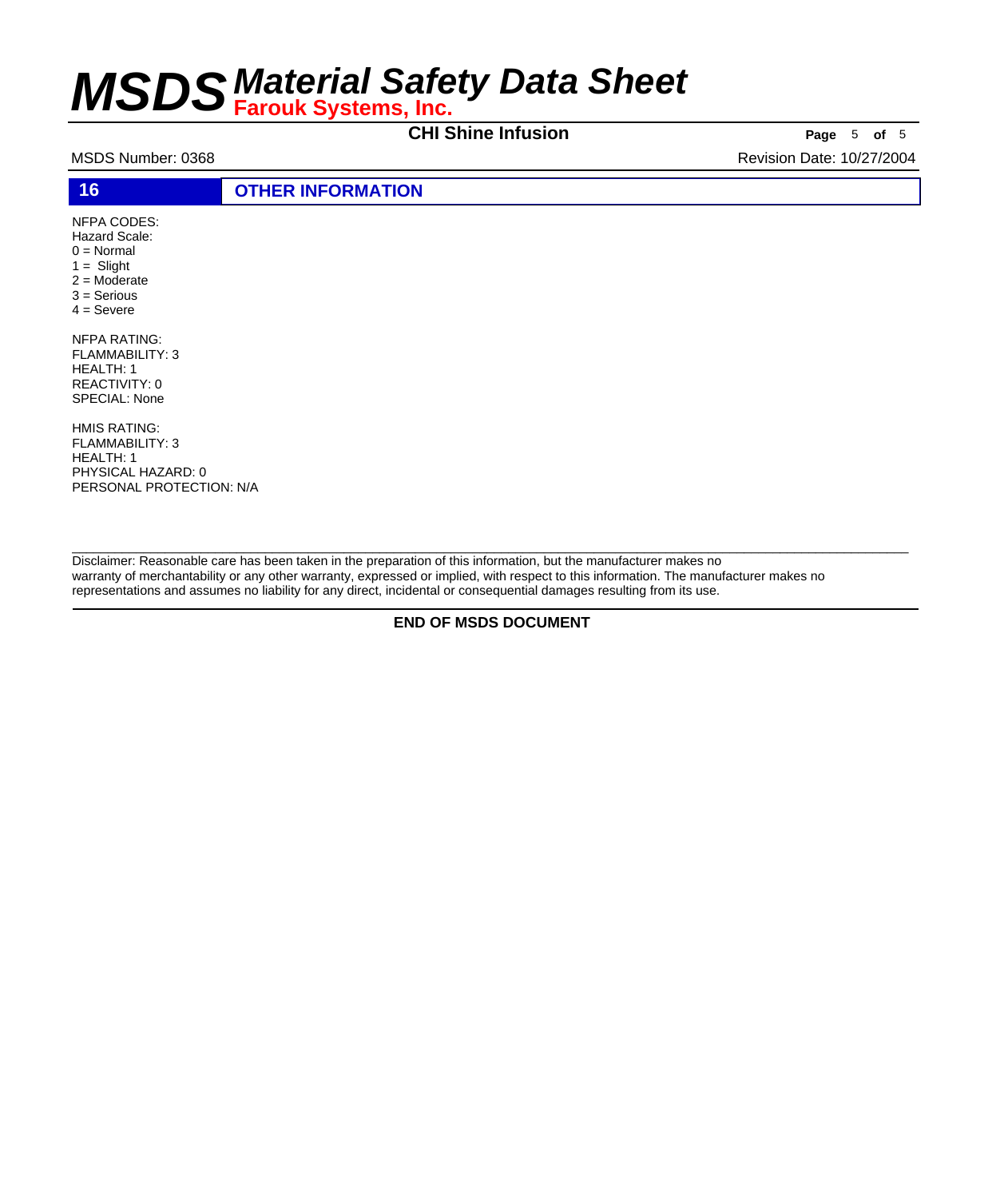## 16 OTHER INFORMATION

NFPA CODES:
Hazard Scale:
0 = Normal
1 = Slight
2 = Moderate
3 = Serious
4 = Severe

NFPA RATING:
FLAMMABILITY: 3
HEALTH: 1
REACTIVITY: 0
SPECIAL: None

HMIS RATING:
FLAMMABILITY: 3
HEALTH: 1
PHYSICAL HAZARD: 0
PERSONAL PROTECTION: N/A

---

Disclaimer: Reasonable care has been taken in the preparation of this information, but the manufacturer makes no warranty of merchantability or any other warranty, expressed or implied, with respect to this information. The manufacturer makes no representations and assumes no liability for any direct, incidental or consequential damages resulting from its use.

---

**END OF MSDS DOCUMENT**